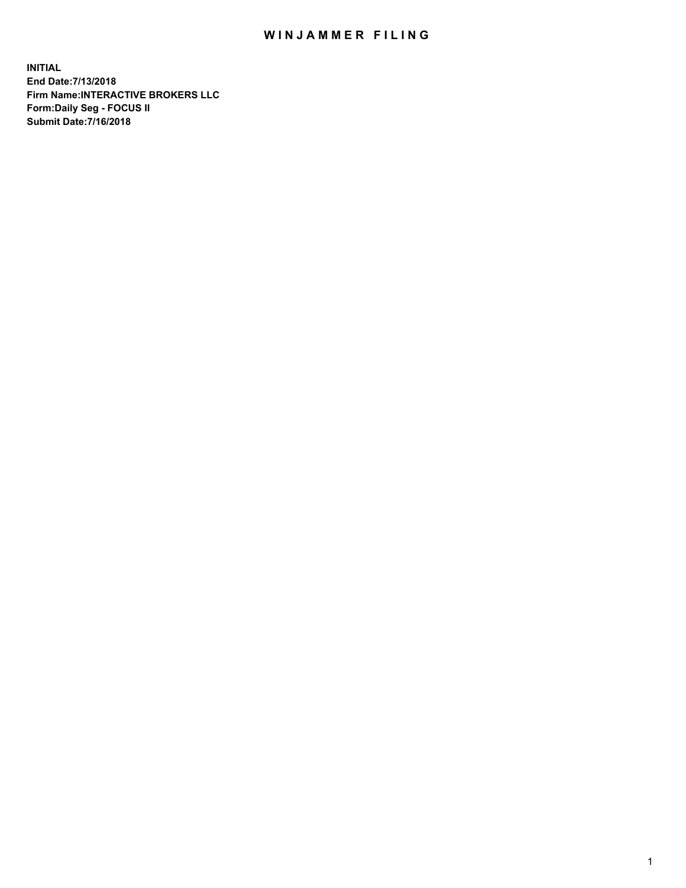# WINJAMMER FILING

**INITIAL**
**End Date:7/13/2018**
**Firm Name:INTERACTIVE BROKERS LLC**
**Form:Daily Seg - FOCUS II**
**Submit Date:7/16/2018**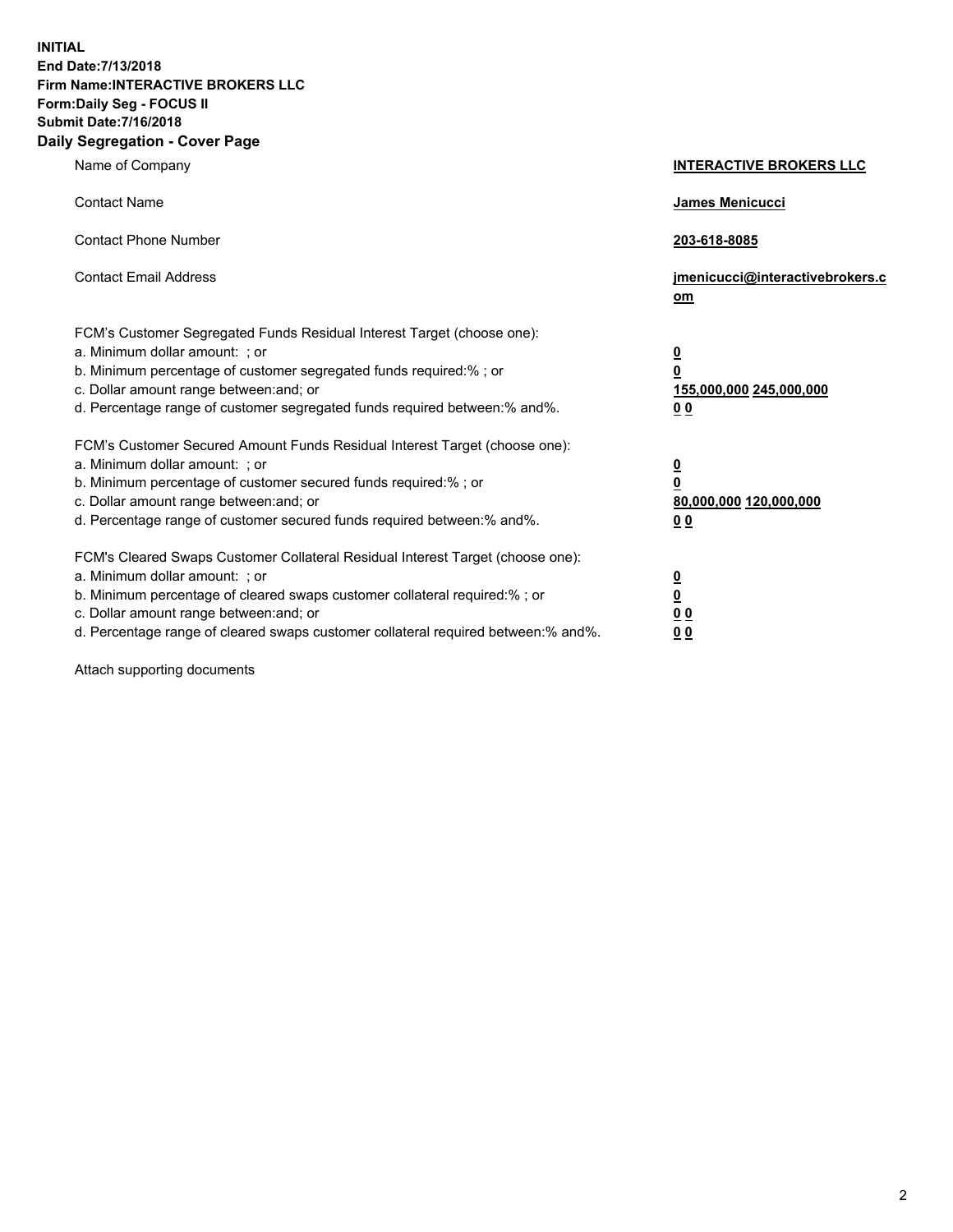**INITIAL**
**End Date:7/13/2018**
**Firm Name:INTERACTIVE BROKERS LLC**
**Form:Daily Seg - FOCUS II**
**Submit Date:7/16/2018**
**Daily Segregation - Cover Page**

| | |
|---|---|
| Name of Company | **INTERACTIVE BROKERS LLC** |
| Contact Name | **James Menicucci** |
| Contact Phone Number | **203-618-8085** |
| Contact Email Address | **jmenicucci@interactivebrokers.com** |

FCM's Customer Segregated Funds Residual Interest Target (choose one):

| | |
|---|---|
| a. Minimum dollar amount: ; or | **0** |
| b. Minimum percentage of customer segregated funds required:% ; or | **0** |
| c. Dollar amount range between:and; or | **155,000,000 245,000,000** |
| d. Percentage range of customer segregated funds required between:% and%. | **0 0** |

FCM's Customer Secured Amount Funds Residual Interest Target (choose one):

| | |
|---|---|
| a. Minimum dollar amount: ; or | **0** |
| b. Minimum percentage of customer secured funds required:% ; or | **0** |
| c. Dollar amount range between:and; or | **80,000,000 120,000,000** |
| d. Percentage range of customer secured funds required between:% and%. | **0 0** |

FCM's Cleared Swaps Customer Collateral Residual Interest Target (choose one):

| | |
|---|---|
| a. Minimum dollar amount: ; or | **0** |
| b. Minimum percentage of cleared swaps customer collateral required:% ; or | **0** |
| c. Dollar amount range between:and; or | **0 0** |
| d. Percentage range of cleared swaps customer collateral required between:% and%. | **0 0** |

Attach supporting documents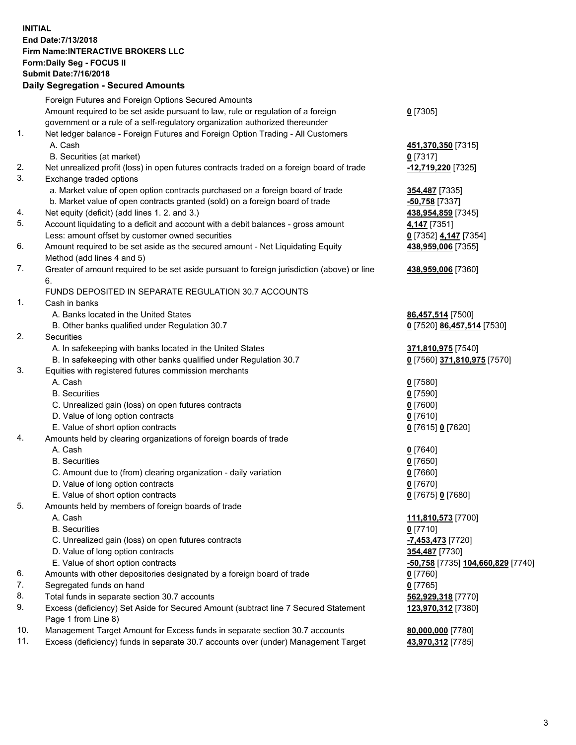**INITIAL**
**End Date:7/13/2018**
**Firm Name:INTERACTIVE BROKERS LLC**
**Form:Daily Seg - FOCUS II**
**Submit Date:7/16/2018**

**Daily Segregation - Secured Amounts**

| | | |
|---|---|---|
| | Foreign Futures and Foreign Options Secured Amounts | |
| | Amount required to be set aside pursuant to law, rule or regulation of a foreign government or a rule of a self-regulatory organization authorized thereunder | **0** [7305] |
| 1. | Net ledger balance - Foreign Futures and Foreign Option Trading - All Customers | |
| | A. Cash | **451,370,350** [7315] |
| | B. Securities (at market) | **0** [7317] |
| 2. | Net unrealized profit (loss) in open futures contracts traded on a foreign board of trade | **-12,719,220** [7325] |
| 3. | Exchange traded options | |
| | a. Market value of open option contracts purchased on a foreign board of trade | **354,487** [7335] |
| | b. Market value of open contracts granted (sold) on a foreign board of trade | **-50,758** [7337] |
| 4. | Net equity (deficit) (add lines 1. 2. and 3.) | **438,954,859** [7345] |
| 5. | Account liquidating to a deficit and account with a debit balances - gross amount | **4,147** [7351] |
| | Less: amount offset by customer owned securities | **0** [7352] **4,147** [7354] |
| 6. | Amount required to be set aside as the secured amount - Net Liquidating Equity Method (add lines 4 and 5) | **438,959,006** [7355] |
| 7. | Greater of amount required to be set aside pursuant to foreign jurisdiction (above) or line 6. | **438,959,006** [7360] |
| | FUNDS DEPOSITED IN SEPARATE REGULATION 30.7 ACCOUNTS | |
| 1. | Cash in banks | |
| | A. Banks located in the United States | **86,457,514** [7500] |
| | B. Other banks qualified under Regulation 30.7 | **0** [7520] **86,457,514** [7530] |
| 2. | Securities | |
| | A. In safekeeping with banks located in the United States | **371,810,975** [7540] |
| | B. In safekeeping with other banks qualified under Regulation 30.7 | **0** [7560] **371,810,975** [7570] |
| 3. | Equities with registered futures commission merchants | |
| | A. Cash | **0** [7580] |
| | B. Securities | **0** [7590] |
| | C. Unrealized gain (loss) on open futures contracts | **0** [7600] |
| | D. Value of long option contracts | **0** [7610] |
| | E. Value of short option contracts | **0** [7615] **0** [7620] |
| 4. | Amounts held by clearing organizations of foreign boards of trade | |
| | A. Cash | **0** [7640] |
| | B. Securities | **0** [7650] |
| | C. Amount due to (from) clearing organization - daily variation | **0** [7660] |
| | D. Value of long option contracts | **0** [7670] |
| | E. Value of short option contracts | **0** [7675] **0** [7680] |
| 5. | Amounts held by members of foreign boards of trade | |
| | A. Cash | **111,810,573** [7700] |
| | B. Securities | **0** [7710] |
| | C. Unrealized gain (loss) on open futures contracts | **-7,453,473** [7720] |
| | D. Value of long option contracts | **354,487** [7730] |
| | E. Value of short option contracts | **-50,758** [7735] **104,660,829** [7740] |
| 6. | Amounts with other depositories designated by a foreign board of trade | **0** [7760] |
| 7. | Segregated funds on hand | **0** [7765] |
| 8. | Total funds in separate section 30.7 accounts | **562,929,318** [7770] |
| 9. | Excess (deficiency) Set Aside for Secured Amount (subtract line 7 Secured Statement Page 1 from Line 8) | **123,970,312** [7380] |
| 10. | Management Target Amount for Excess funds in separate section 30.7 accounts | **80,000,000** [7780] |
| 11. | Excess (deficiency) funds in separate 30.7 accounts over (under) Management Target | **43,970,312** [7785] |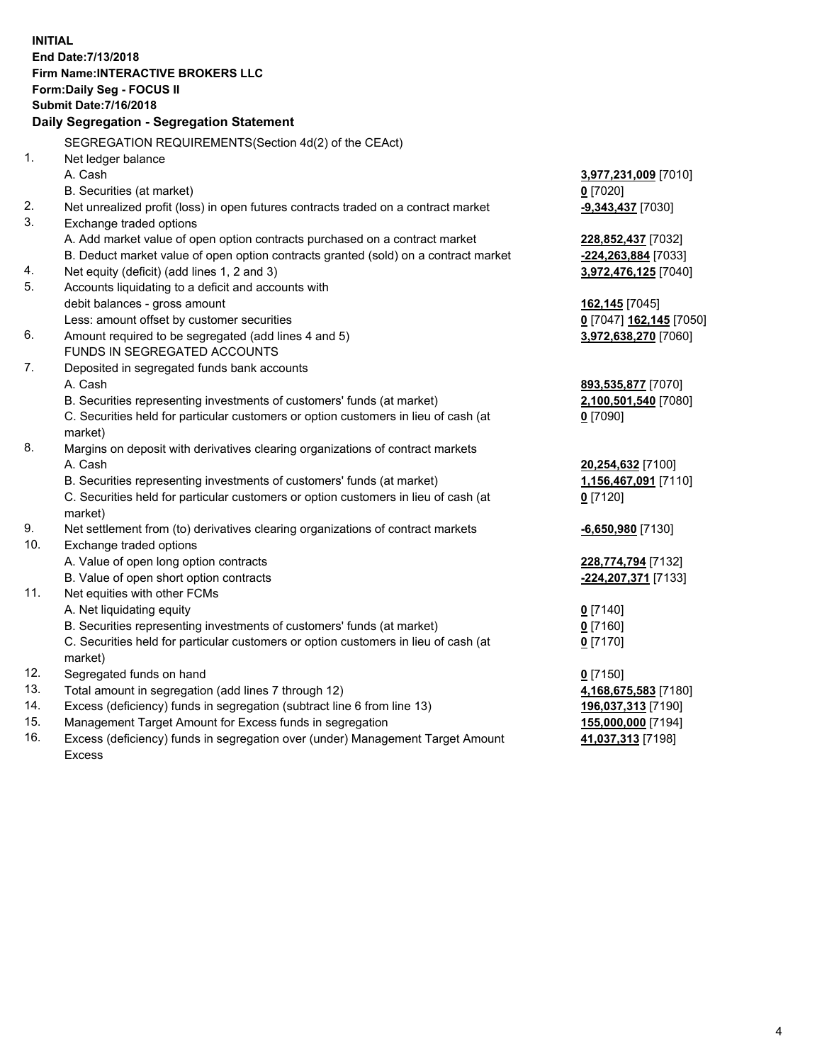**INITIAL**
**End Date:7/13/2018**
**Firm Name:INTERACTIVE BROKERS LLC**
**Form:Daily Seg - FOCUS II**
**Submit Date:7/16/2018**

**Daily Segregation - Segregation Statement**

SEGREGATION REQUIREMENTS(Section 4d(2) of the CEAct)

| | | |
|---|---|---|
| 1. | Net ledger balance | |
| | A. Cash | **3,977,231,009** [7010] |
| | B. Securities (at market) | **0** [7020] |
| 2. | Net unrealized profit (loss) in open futures contracts traded on a contract market | **-9,343,437** [7030] |
| 3. | Exchange traded options | |
| | A. Add market value of open option contracts purchased on a contract market | **228,852,437** [7032] |
| | B. Deduct market value of open option contracts granted (sold) on a contract market | **-224,263,884** [7033] |
| 4. | Net equity (deficit) (add lines 1, 2 and 3) | **3,972,476,125** [7040] |
| 5. | Accounts liquidating to a deficit and accounts with debit balances - gross amount | **162,145** [7045] |
| | Less: amount offset by customer securities | **0** [7047] **162,145** [7050] |
| 6. | Amount required to be segregated (add lines 4 and 5) | **3,972,638,270** [7060] |
| | FUNDS IN SEGREGATED ACCOUNTS | |
| 7. | Deposited in segregated funds bank accounts | |
| | A. Cash | **893,535,877** [7070] |
| | B. Securities representing investments of customers' funds (at market) | **2,100,501,540** [7080] |
| | C. Securities held for particular customers or option customers in lieu of cash (at market) | **0** [7090] |
| 8. | Margins on deposit with derivatives clearing organizations of contract markets | |
| | A. Cash | **20,254,632** [7100] |
| | B. Securities representing investments of customers' funds (at market) | **1,156,467,091** [7110] |
| | C. Securities held for particular customers or option customers in lieu of cash (at market) | **0** [7120] |
| 9. | Net settlement from (to) derivatives clearing organizations of contract markets | **-6,650,980** [7130] |
| 10. | Exchange traded options | |
| | A. Value of open long option contracts | **228,774,794** [7132] |
| | B. Value of open short option contracts | **-224,207,371** [7133] |
| 11. | Net equities with other FCMs | |
| | A. Net liquidating equity | **0** [7140] |
| | B. Securities representing investments of customers' funds (at market) | **0** [7160] |
| | C. Securities held for particular customers or option customers in lieu of cash (at market) | **0** [7170] |
| 12. | Segregated funds on hand | **0** [7150] |
| 13. | Total amount in segregation (add lines 7 through 12) | **4,168,675,583** [7180] |
| 14. | Excess (deficiency) funds in segregation (subtract line 6 from line 13) | **196,037,313** [7190] |
| 15. | Management Target Amount for Excess funds in segregation | **155,000,000** [7194] |
| 16. | Excess (deficiency) funds in segregation over (under) Management Target Amount Excess | **41,037,313** [7198] |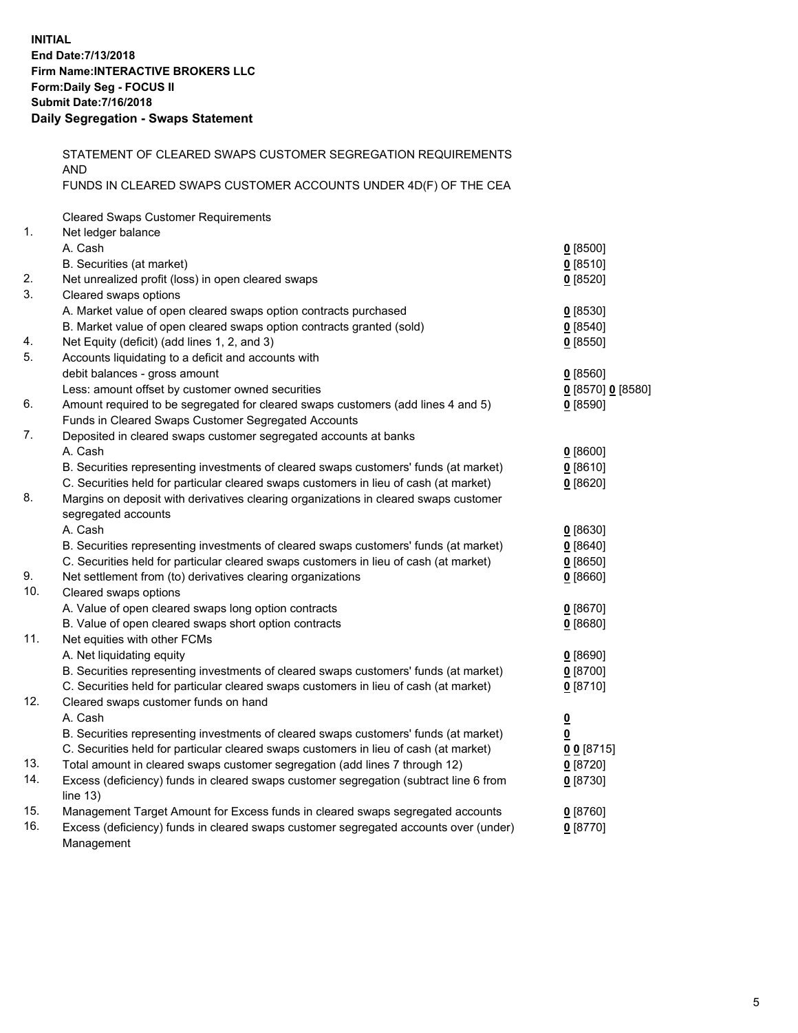**INITIAL**
**End Date:7/13/2018**
**Firm Name:INTERACTIVE BROKERS LLC**
**Form:Daily Seg - FOCUS II**
**Submit Date:7/16/2018**
**Daily Segregation - Swaps Statement**

STATEMENT OF CLEARED SWAPS CUSTOMER SEGREGATION REQUIREMENTS AND FUNDS IN CLEARED SWAPS CUSTOMER ACCOUNTS UNDER 4D(F) OF THE CEA

| | | |
|---|---|---|
| | Cleared Swaps Customer Requirements | |
| 1. | Net ledger balance | |
| | A. Cash | 0 [8500] |
| | B. Securities (at market) | 0 [8510] |
| 2. | Net unrealized profit (loss) in open cleared swaps | 0 [8520] |
| 3. | Cleared swaps options | |
| | A. Market value of open cleared swaps option contracts purchased | 0 [8530] |
| | B. Market value of open cleared swaps option contracts granted (sold) | 0 [8540] |
| 4. | Net Equity (deficit) (add lines 1, 2, and 3) | 0 [8550] |
| 5. | Accounts liquidating to a deficit and accounts with debit balances - gross amount | 0 [8560] |
| | Less: amount offset by customer owned securities | 0 [8570] 0 [8580] |
| 6. | Amount required to be segregated for cleared swaps customers (add lines 4 and 5) | 0 [8590] |
| | Funds in Cleared Swaps Customer Segregated Accounts | |
| 7. | Deposited in cleared swaps customer segregated accounts at banks | |
| | A. Cash | 0 [8600] |
| | B. Securities representing investments of cleared swaps customers' funds (at market) | 0 [8610] |
| | C. Securities held for particular cleared swaps customers in lieu of cash (at market) | 0 [8620] |
| 8. | Margins on deposit with derivatives clearing organizations in cleared swaps customer segregated accounts | |
| | A. Cash | 0 [8630] |
| | B. Securities representing investments of cleared swaps customers' funds (at market) | 0 [8640] |
| | C. Securities held for particular cleared swaps customers in lieu of cash (at market) | 0 [8650] |
| 9. | Net settlement from (to) derivatives clearing organizations | 0 [8660] |
| 10. | Cleared swaps options | |
| | A. Value of open cleared swaps long option contracts | 0 [8670] |
| | B. Value of open cleared swaps short option contracts | 0 [8680] |
| 11. | Net equities with other FCMs | |
| | A. Net liquidating equity | 0 [8690] |
| | B. Securities representing investments of cleared swaps customers' funds (at market) | 0 [8700] |
| | C. Securities held for particular cleared swaps customers in lieu of cash (at market) | 0 [8710] |
| 12. | Cleared swaps customer funds on hand | |
| | A. Cash | 0 |
| | B. Securities representing investments of cleared swaps customers' funds (at market) | 0 |
| | C. Securities held for particular cleared swaps customers in lieu of cash (at market) | 0 0 [8715] |
| 13. | Total amount in cleared swaps customer segregation (add lines 7 through 12) | 0 [8720] |
| 14. | Excess (deficiency) funds in cleared swaps customer segregation (subtract line 6 from line 13) | 0 [8730] |
| 15. | Management Target Amount for Excess funds in cleared swaps segregated accounts | 0 [8760] |
| 16. | Excess (deficiency) funds in cleared swaps customer segregated accounts over (under) Management | 0 [8770] |